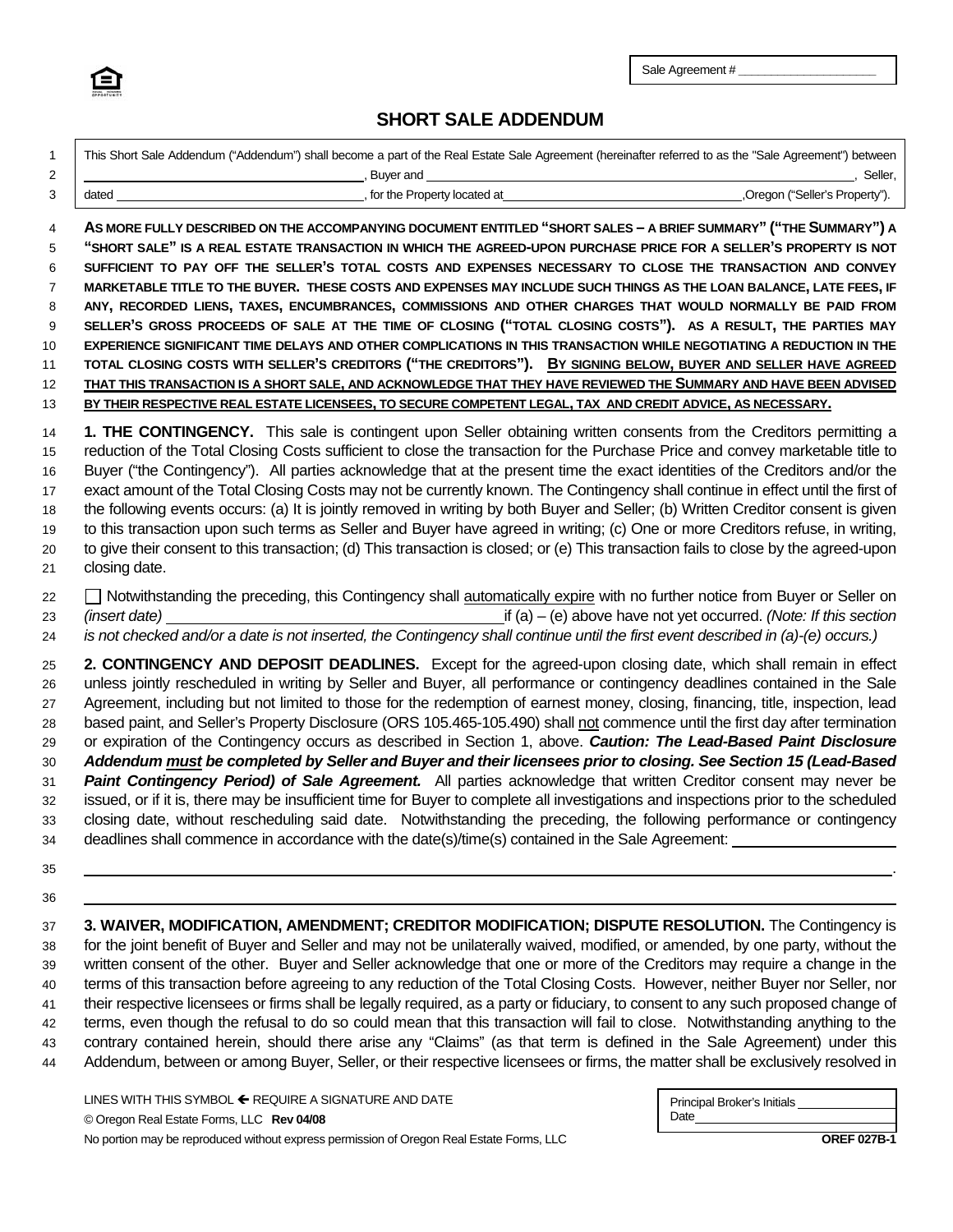Sale Agreement # ____________________

# SHORT SALE ADDENDUM

This Short Sale Addendum ("Addendum") shall become a part of the Real Estate Sale Agreement (hereinafter referred to as the "Sale Agreement") between ______________________________, Buyer and ______________________________, Seller, dated ______________________________, for the Property located at ______________________________, Oregon ("Seller's Property").

**AS MORE FULLY DESCRIBED ON THE ACCOMPANYING DOCUMENT ENTITLED "SHORT SALES – A BRIEF SUMMARY" ("THE SUMMARY") A "SHORT SALE" IS A REAL ESTATE TRANSACTION IN WHICH THE AGREED-UPON PURCHASE PRICE FOR A SELLER'S PROPERTY IS NOT SUFFICIENT TO PAY OFF THE SELLER'S TOTAL COSTS AND EXPENSES NECESSARY TO CLOSE THE TRANSACTION AND CONVEY MARKETABLE TITLE TO THE BUYER. THESE COSTS AND EXPENSES MAY INCLUDE SUCH THINGS AS THE LOAN BALANCE, LATE FEES, IF ANY, RECORDED LIENS, TAXES, ENCUMBRANCES, COMMISSIONS AND OTHER CHARGES THAT WOULD NORMALLY BE PAID FROM SELLER'S GROSS PROCEEDS OF SALE AT THE TIME OF CLOSING ("TOTAL CLOSING COSTS"). AS A RESULT, THE PARTIES MAY EXPERIENCE SIGNIFICANT TIME DELAYS AND OTHER COMPLICATIONS IN THIS TRANSACTION WHILE NEGOTIATING A REDUCTION IN THE TOTAL CLOSING COSTS WITH SELLER'S CREDITORS ("THE CREDITORS"). <u>BY SIGNING BELOW, BUYER AND SELLER HAVE AGREED THAT THIS TRANSACTION IS A SHORT SALE, AND ACKNOWLEDGE THAT THEY HAVE REVIEWED THE SUMMARY AND HAVE BEEN ADVISED BY THEIR RESPECTIVE REAL ESTATE LICENSEES, TO SECURE COMPETENT LEGAL, TAX AND CREDIT ADVICE, AS NECESSARY.</u>**

**1. THE CONTINGENCY.** This sale is contingent upon Seller obtaining written consents from the Creditors permitting a reduction of the Total Closing Costs sufficient to close the transaction for the Purchase Price and convey marketable title to Buyer ("the Contingency"). All parties acknowledge that at the present time the exact identities of the Creditors and/or the exact amount of the Total Closing Costs may not be currently known. The Contingency shall continue in effect until the first of the following events occurs: (a) It is jointly removed in writing by both Buyer and Seller; (b) Written Creditor consent is given to this transaction upon such terms as Seller and Buyer have agreed in writing; (c) One or more Creditors refuse, in writing, to give their consent to this transaction; (d) This transaction is closed; or (e) This transaction fails to close by the agreed-upon closing date.

☐ Notwithstanding the preceding, this Contingency shall <u>automatically expire</u> with no further notice from Buyer or Seller on *(insert date)* ______________________________ if (a) – (e) above have not yet occurred. *(Note: If this section is not checked and/or a date is not inserted, the Contingency shall continue until the first event described in (a)-(e) occurs.)*

**2. CONTINGENCY AND DEPOSIT DEADLINES.** Except for the agreed-upon closing date, which shall remain in effect unless jointly rescheduled in writing by Seller and Buyer, all performance or contingency deadlines contained in the Sale Agreement, including but not limited to those for the redemption of earnest money, closing, financing, title, inspection, lead based paint, and Seller's Property Disclosure (ORS 105.465-105.490) shall <u>not</u> commence until the first day after termination or expiration of the Contingency occurs as described in Section 1, above. ***Caution: The Lead-Based Paint Disclosure Addendum <u>must</u> be completed by Seller and Buyer and their licensees prior to closing. See Section 15 (Lead-Based Paint Contingency Period) of Sale Agreement.*** All parties acknowledge that written Creditor consent may never be issued, or if it is, there may be insufficient time for Buyer to complete all investigations and inspections prior to the scheduled closing date, without rescheduling said date. Notwithstanding the preceding, the following performance or contingency deadlines shall commence in accordance with the date(s)/time(s) contained in the Sale Agreement: ______________________________

______________________________________________________________________.

______________________________________________________________________

**3. WAIVER, MODIFICATION, AMENDMENT; CREDITOR MODIFICATION; DISPUTE RESOLUTION.** The Contingency is for the joint benefit of Buyer and Seller and may not be unilaterally waived, modified, or amended, by one party, without the written consent of the other. Buyer and Seller acknowledge that one or more of the Creditors may require a change in the terms of this transaction before agreeing to any reduction of the Total Closing Costs. However, neither Buyer nor Seller, nor their respective licensees or firms shall be legally required, as a party or fiduciary, to consent to any such proposed change of terms, even though the refusal to do so could mean that this transaction will fail to close. Notwithstanding anything to the contrary contained herein, should there arise any "Claims" (as that term is defined in the Sale Agreement) under this Addendum, between or among Buyer, Seller, or their respective licensees or firms, the matter shall be exclusively resolved in

LINES WITH THIS SYMBOL ← REQUIRE A SIGNATURE AND DATE

© Oregon Real Estate Forms, LLC **Rev 04/08**

No portion may be reproduced without express permission of Oregon Real Estate Forms, LLC

Principal Broker's Initials __________
Date __________

**OREF 027B-1**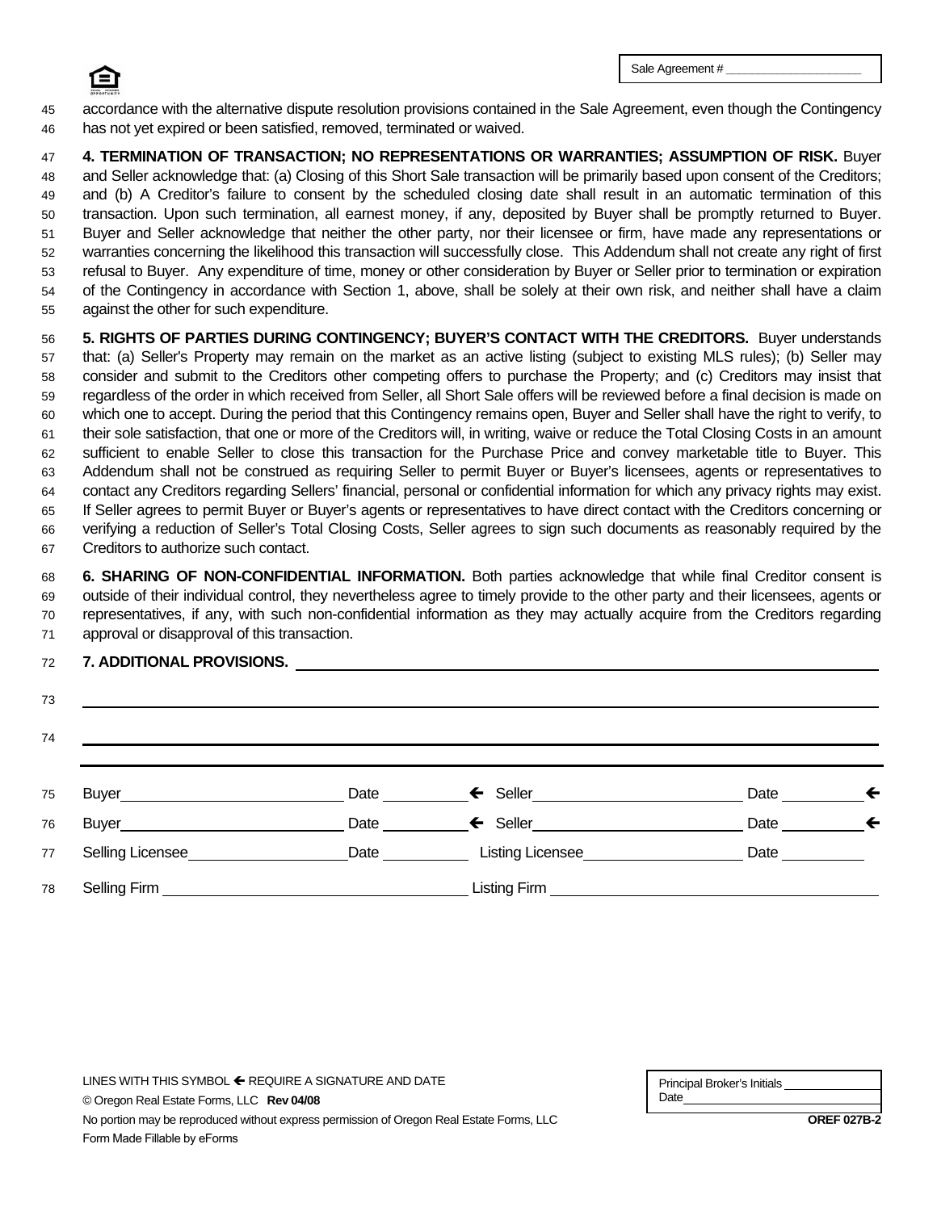Sale Agreement # ____________________

accordance with the alternative dispute resolution provisions contained in the Sale Agreement, even though the Contingency has not yet expired or been satisfied, removed, terminated or waived.

**4. TERMINATION OF TRANSACTION; NO REPRESENTATIONS OR WARRANTIES; ASSUMPTION OF RISK.** Buyer and Seller acknowledge that: (a) Closing of this Short Sale transaction will be primarily based upon consent of the Creditors; and (b) A Creditor's failure to consent by the scheduled closing date shall result in an automatic termination of this transaction. Upon such termination, all earnest money, if any, deposited by Buyer shall be promptly returned to Buyer. Buyer and Seller acknowledge that neither the other party, nor their licensee or firm, have made any representations or warranties concerning the likelihood this transaction will successfully close. This Addendum shall not create any right of first refusal to Buyer. Any expenditure of time, money or other consideration by Buyer or Seller prior to termination or expiration of the Contingency in accordance with Section 1, above, shall be solely at their own risk, and neither shall have a claim against the other for such expenditure.

**5. RIGHTS OF PARTIES DURING CONTINGENCY; BUYER'S CONTACT WITH THE CREDITORS.** Buyer understands that: (a) Seller's Property may remain on the market as an active listing (subject to existing MLS rules); (b) Seller may consider and submit to the Creditors other competing offers to purchase the Property; and (c) Creditors may insist that regardless of the order in which received from Seller, all Short Sale offers will be reviewed before a final decision is made on which one to accept. During the period that this Contingency remains open, Buyer and Seller shall have the right to verify, to their sole satisfaction, that one or more of the Creditors will, in writing, waive or reduce the Total Closing Costs in an amount sufficient to enable Seller to close this transaction for the Purchase Price and convey marketable title to Buyer. This Addendum shall not be construed as requiring Seller to permit Buyer or Buyer's licensees, agents or representatives to contact any Creditors regarding Sellers' financial, personal or confidential information for which any privacy rights may exist. If Seller agrees to permit Buyer or Buyer's agents or representatives to have direct contact with the Creditors concerning or verifying a reduction of Seller's Total Closing Costs, Seller agrees to sign such documents as reasonably required by the Creditors to authorize such contact.

**6. SHARING OF NON-CONFIDENTIAL INFORMATION.** Both parties acknowledge that while final Creditor consent is outside of their individual control, they nevertheless agree to timely provide to the other party and their licensees, agents or representatives, if any, with such non-confidential information as they may actually acquire from the Creditors regarding approval or disapproval of this transaction.

**7. ADDITIONAL PROVISIONS.** ____________________________________________

____________________________________________

____________________________________________

Buyer ____________________ Date __________ ← Seller ____________________ Date __________ ←

Buyer ____________________ Date __________ ← Seller ____________________ Date __________ ←

Selling Licensee ____________________ Date __________ Listing Licensee ____________________ Date __________

Selling Firm ____________________ Listing Firm ____________________

LINES WITH THIS SYMBOL ← REQUIRE A SIGNATURE AND DATE

© Oregon Real Estate Forms, LLC **Rev 04/08**

No portion may be reproduced without express permission of Oregon Real Estate Forms, LLC

Form Made Fillable by eForms

Principal Broker's Initials __________
Date __________

**OREF 027B-2**